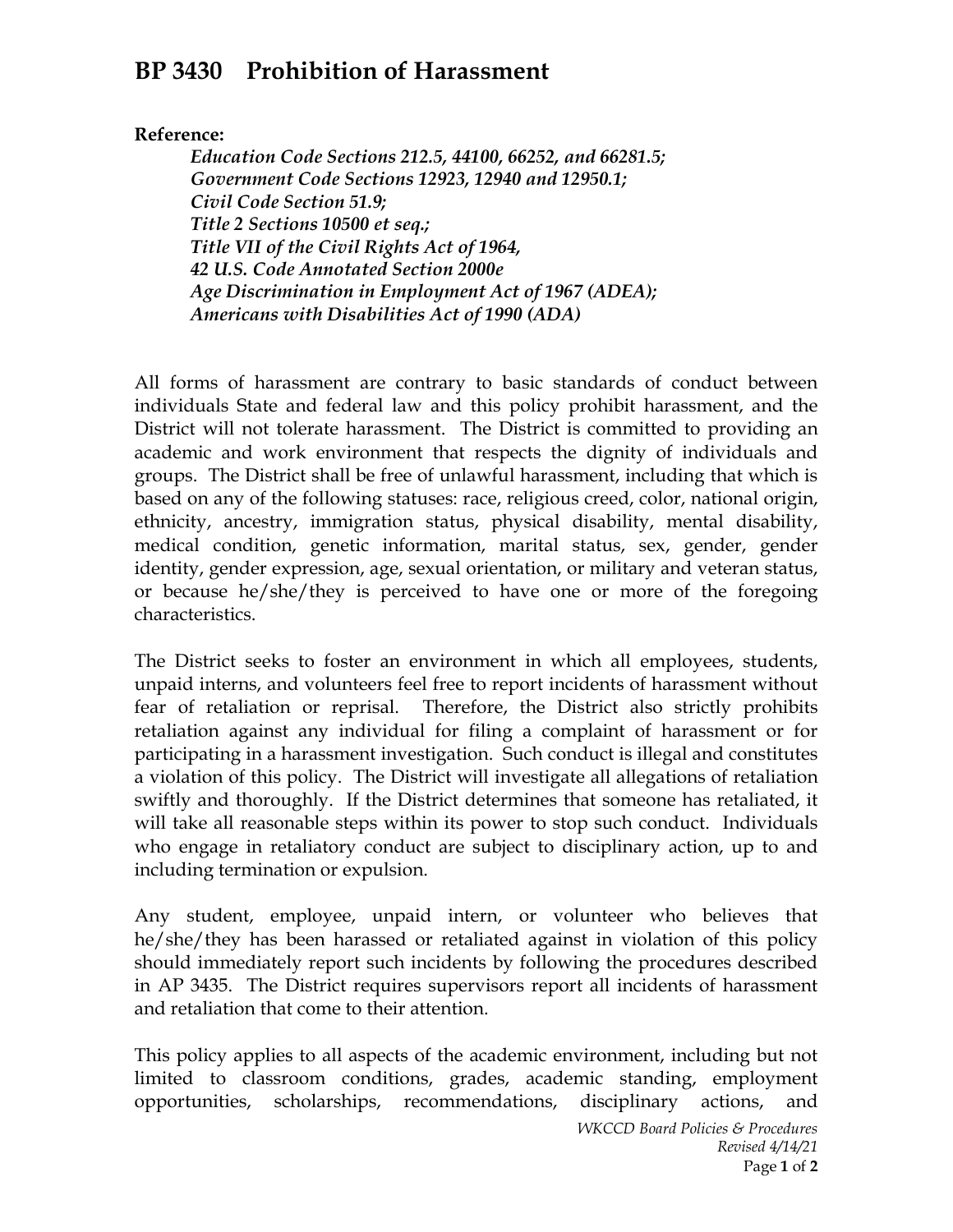# BP 3430 Prohibition of Harassment

**Reference:**

*Education Code Sections 212.5, 44100, 66252, and 66281.5;*
*Government Code Sections 12923, 12940 and 12950.1;*
*Civil Code Section 51.9;*
*Title 2 Sections 10500 et seq.;*
*Title VII of the Civil Rights Act of 1964,*
*42 U.S. Code Annotated Section 2000e*
*Age Discrimination in Employment Act of 1967 (ADEA);*
*Americans with Disabilities Act of 1990 (ADA)*

All forms of harassment are contrary to basic standards of conduct between individuals State and federal law and this policy prohibit harassment, and the District will not tolerate harassment. The District is committed to providing an academic and work environment that respects the dignity of individuals and groups. The District shall be free of unlawful harassment, including that which is based on any of the following statuses: race, religious creed, color, national origin, ethnicity, ancestry, immigration status, physical disability, mental disability, medical condition, genetic information, marital status, sex, gender, gender identity, gender expression, age, sexual orientation, or military and veteran status, or because he/she/they is perceived to have one or more of the foregoing characteristics.

The District seeks to foster an environment in which all employees, students, unpaid interns, and volunteers feel free to report incidents of harassment without fear of retaliation or reprisal. Therefore, the District also strictly prohibits retaliation against any individual for filing a complaint of harassment or for participating in a harassment investigation. Such conduct is illegal and constitutes a violation of this policy. The District will investigate all allegations of retaliation swiftly and thoroughly. If the District determines that someone has retaliated, it will take all reasonable steps within its power to stop such conduct. Individuals who engage in retaliatory conduct are subject to disciplinary action, up to and including termination or expulsion.

Any student, employee, unpaid intern, or volunteer who believes that he/she/they has been harassed or retaliated against in violation of this policy should immediately report such incidents by following the procedures described in AP 3435. The District requires supervisors report all incidents of harassment and retaliation that come to their attention.

This policy applies to all aspects of the academic environment, including but not limited to classroom conditions, grades, academic standing, employment opportunities, scholarships, recommendations, disciplinary actions, and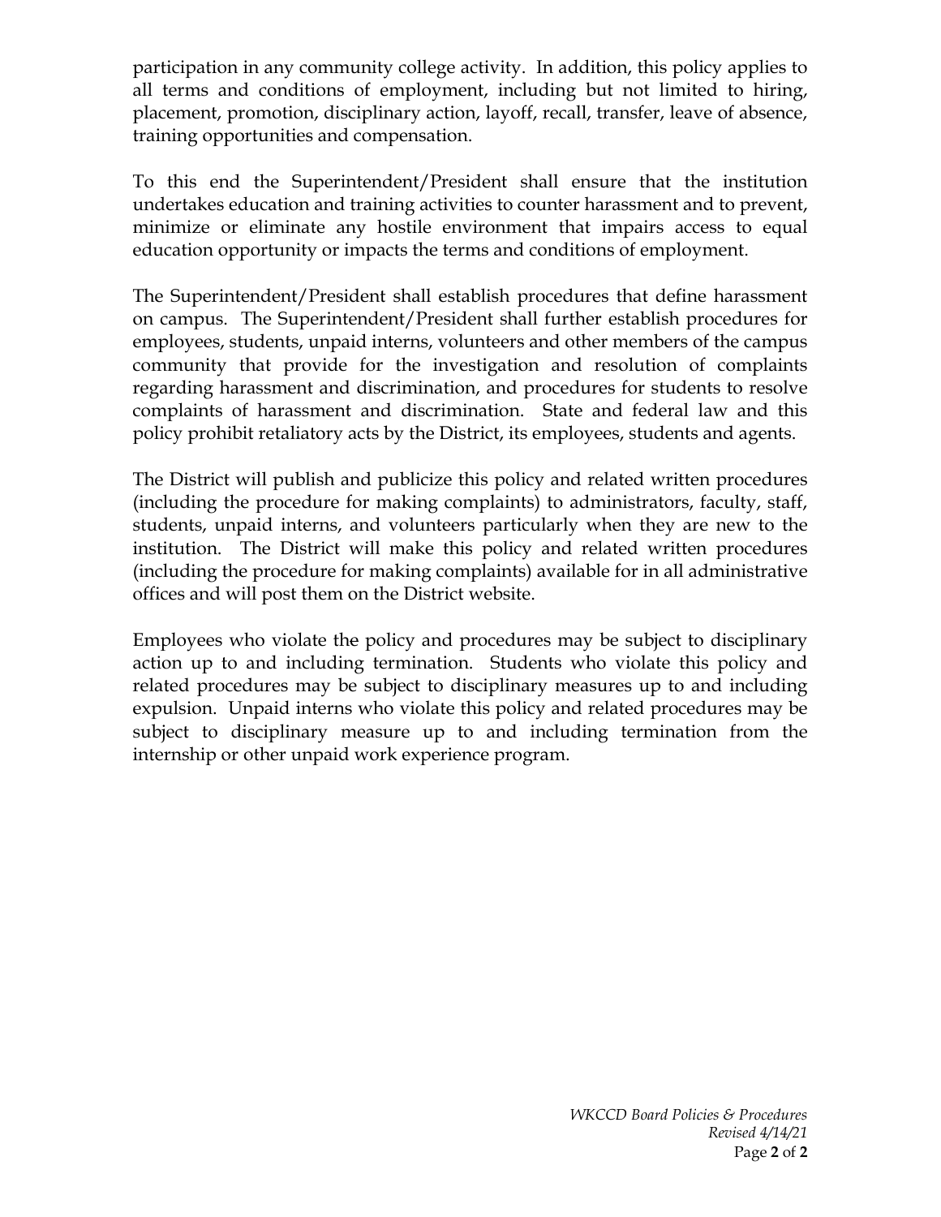participation in any community college activity. In addition, this policy applies to all terms and conditions of employment, including but not limited to hiring, placement, promotion, disciplinary action, layoff, recall, transfer, leave of absence, training opportunities and compensation.

To this end the Superintendent/President shall ensure that the institution undertakes education and training activities to counter harassment and to prevent, minimize or eliminate any hostile environment that impairs access to equal education opportunity or impacts the terms and conditions of employment.

The Superintendent/President shall establish procedures that define harassment on campus. The Superintendent/President shall further establish procedures for employees, students, unpaid interns, volunteers and other members of the campus community that provide for the investigation and resolution of complaints regarding harassment and discrimination, and procedures for students to resolve complaints of harassment and discrimination. State and federal law and this policy prohibit retaliatory acts by the District, its employees, students and agents.

The District will publish and publicize this policy and related written procedures (including the procedure for making complaints) to administrators, faculty, staff, students, unpaid interns, and volunteers particularly when they are new to the institution. The District will make this policy and related written procedures (including the procedure for making complaints) available for in all administrative offices and will post them on the District website.

Employees who violate the policy and procedures may be subject to disciplinary action up to and including termination. Students who violate this policy and related procedures may be subject to disciplinary measures up to and including expulsion. Unpaid interns who violate this policy and related procedures may be subject to disciplinary measure up to and including termination from the internship or other unpaid work experience program.